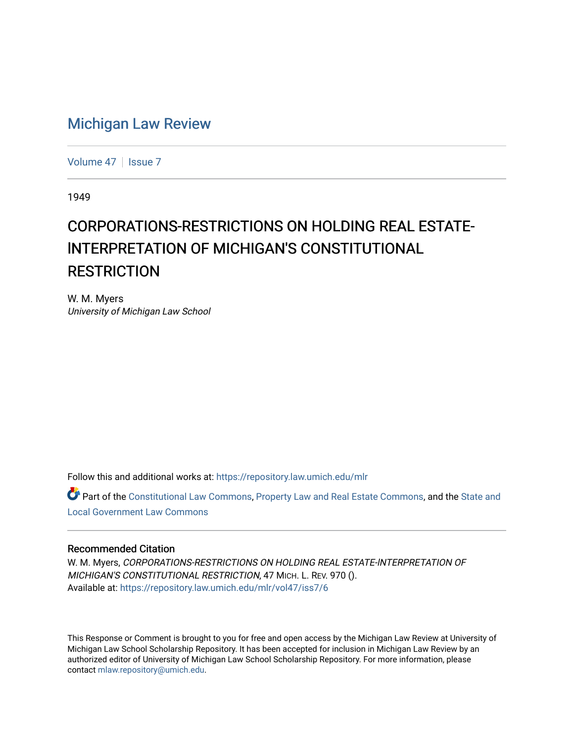# Michigan Law Review

Volume 47 | Issue 7

1949

## CORPORATIONS-RESTRICTIONS ON HOLDING REAL ESTATE-INTERPRETATION OF MICHIGAN'S CONSTITUTIONAL RESTRICTION

W. M. Myers
*University of Michigan Law School*

Follow this and additional works at: https://repository.law.umich.edu/mlr

Part of the Constitutional Law Commons, Property Law and Real Estate Commons, and the State and Local Government Law Commons

### Recommended Citation

W. M. Myers, *CORPORATIONS-RESTRICTIONS ON HOLDING REAL ESTATE-INTERPRETATION OF MICHIGAN'S CONSTITUTIONAL RESTRICTION*, 47 MICH. L. REV. 970 ().
Available at: https://repository.law.umich.edu/mlr/vol47/iss7/6

This Response or Comment is brought to you for free and open access by the Michigan Law Review at University of Michigan Law School Scholarship Repository. It has been accepted for inclusion in Michigan Law Review by an authorized editor of University of Michigan Law School Scholarship Repository. For more information, please contact mlaw.repository@umich.edu.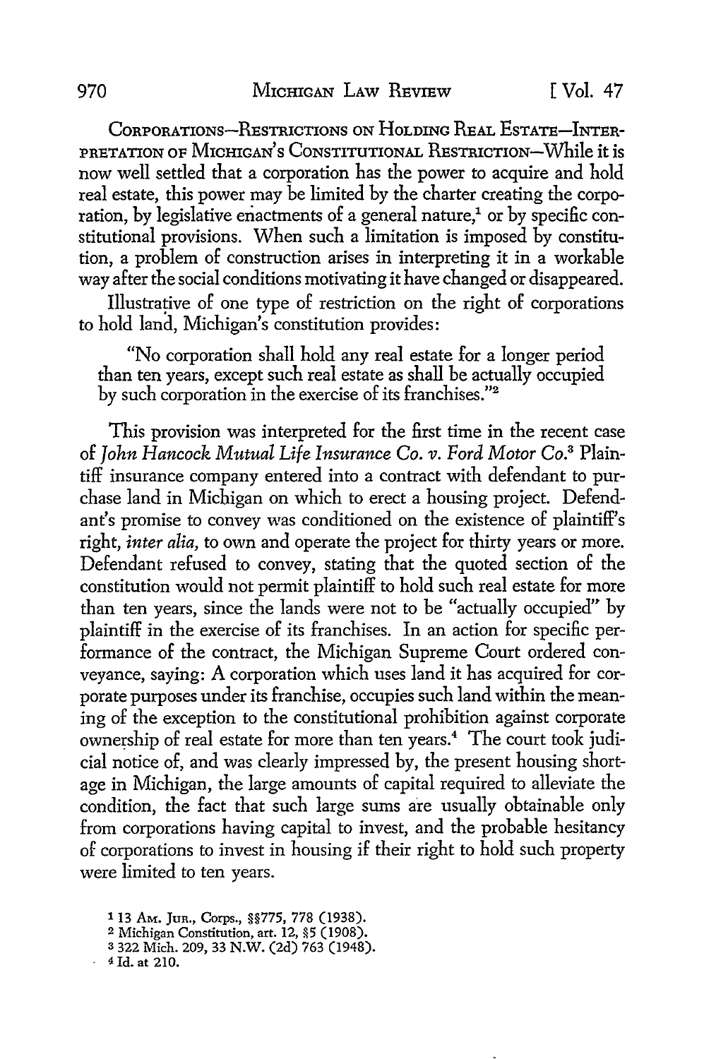CORPORATIONS—RESTRICTIONS ON HOLDING REAL ESTATE—INTERPRETATION OF MICHIGAN'S CONSTITUTIONAL RESTRICTION—While it is now well settled that a corporation has the power to acquire and hold real estate, this power may be limited by the charter creating the corporation, by legislative enactments of a general nature,[1] or by specific constitutional provisions. When such a limitation is imposed by constitution, a problem of construction arises in interpreting it in a workable way after the social conditions motivating it have changed or disappeared.

Illustrative of one type of restriction on the right of corporations to hold land, Michigan's constitution provides:

> "No corporation shall hold any real estate for a longer period than ten years, except such real estate as shall be actually occupied by such corporation in the exercise of its franchises."[2]

This provision was interpreted for the first time in the recent case of *John Hancock Mutual Life Insurance Co. v. Ford Motor Co.*[3] Plaintiff insurance company entered into a contract with defendant to purchase land in Michigan on which to erect a housing project. Defendant's promise to convey was conditioned on the existence of plaintiff's right, *inter alia*, to own and operate the project for thirty years or more. Defendant refused to convey, stating that the quoted section of the constitution would not permit plaintiff to hold such real estate for more than ten years, since the lands were not to be "actually occupied" by plaintiff in the exercise of its franchises. In an action for specific performance of the contract, the Michigan Supreme Court ordered conveyance, saying: A corporation which uses land it has acquired for corporate purposes under its franchise, occupies such land within the meaning of the exception to the constitutional prohibition against corporate ownership of real estate for more than ten years.[4] The court took judicial notice of, and was clearly impressed by, the present housing shortage in Michigan, the large amounts of capital required to alleviate the condition, the fact that such large sums are usually obtainable only from corporations having capital to invest, and the probable hesitancy of corporations to invest in housing if their right to hold such property were limited to ten years.

[1] 13 Am. Jur., Corps., §§775, 778 (1938).

[2] Michigan Constitution, art. 12, §5 (1908).

[3] 322 Mich. 209, 33 N.W. (2d) 763 (1948).

[4] Id. at 210.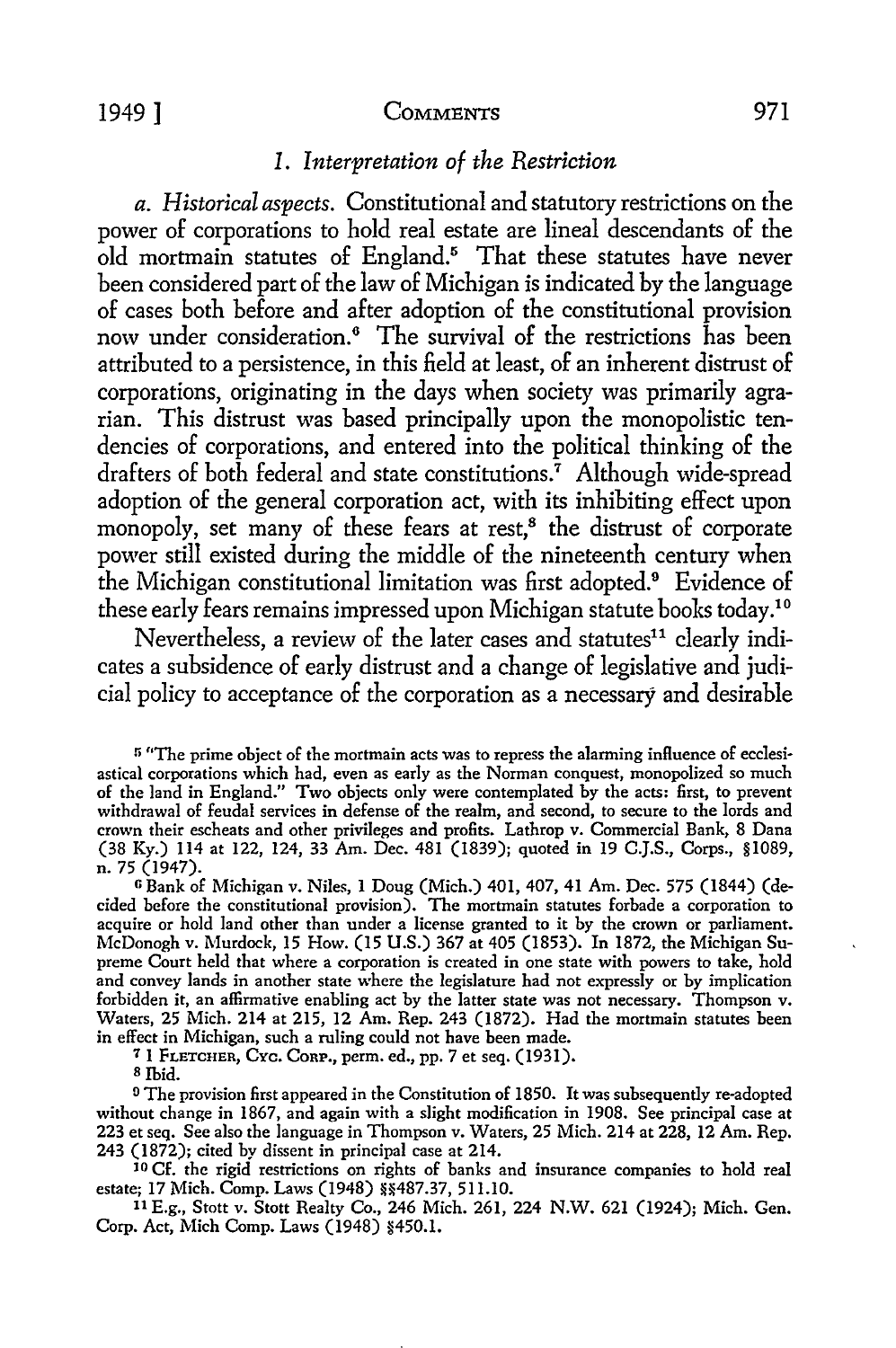### 1. *Interpretation of the Restriction*

*a. Historical aspects.* Constitutional and statutory restrictions on the power of corporations to hold real estate are lineal descendants of the old mortmain statutes of England.[5] That these statutes have never been considered part of the law of Michigan is indicated by the language of cases both before and after adoption of the constitutional provision now under consideration.[6] The survival of the restrictions has been attributed to a persistence, in this field at least, of an inherent distrust of corporations, originating in the days when society was primarily agrarian. This distrust was based principally upon the monopolistic tendencies of corporations, and entered into the political thinking of the drafters of both federal and state constitutions.[7] Although wide-spread adoption of the general corporation act, with its inhibiting effect upon monopoly, set many of these fears at rest,[8] the distrust of corporate power still existed during the middle of the nineteenth century when the Michigan constitutional limitation was first adopted.[9] Evidence of these early fears remains impressed upon Michigan statute books today.[10]

Nevertheless, a review of the later cases and statutes[11] clearly indicates a subsidence of early distrust and a change of legislative and judicial policy to acceptance of the corporation as a necessary and desirable

---

[5] "The prime object of the mortmain acts was to repress the alarming influence of ecclesiastical corporations which had, even as early as the Norman conquest, monopolized so much of the land in England." Two objects only were contemplated by the acts: first, to prevent withdrawal of feudal services in defense of the realm, and second, to secure to the lords and crown their escheats and other privileges and profits. Lathrop v. Commercial Bank, 8 Dana (38 Ky.) 114 at 122, 124, 33 Am. Dec. 481 (1839); quoted in 19 C.J.S., Corps., §1089, n. 75 (1947).

[6] Bank of Michigan v. Niles, 1 Doug (Mich.) 401, 407, 41 Am. Dec. 575 (1844) (decided before the constitutional provision). The mortmain statutes forbade a corporation to acquire or hold land other than under a license granted to it by the crown or parliament. McDonogh v. Murdock, 15 How. (15 U.S.) 367 at 405 (1853). In 1872, the Michigan Supreme Court held that where a corporation is created in one state with powers to take, hold and convey lands in another state where the legislature had not expressly or by implication forbidden it, an affirmative enabling act by the latter state was not necessary. Thompson v. Waters, 25 Mich. 214 at 215, 12 Am. Rep. 243 (1872). Had the mortmain statutes been in effect in Michigan, such a ruling could not have been made.

[7] 1 FLETCHER, CYC. CORP., perm. ed., pp. 7 et seq. (1931).

[8] Ibid.

[9] The provision first appeared in the Constitution of 1850. It was subsequently re-adopted without change in 1867, and again with a slight modification in 1908. See principal case at 223 et seq. See also the language in Thompson v. Waters, 25 Mich. 214 at 228, 12 Am. Rep. 243 (1872); cited by dissent in principal case at 214.

[10] Cf. the rigid restrictions on rights of banks and insurance companies to hold real estate; 17 Mich. Comp. Laws (1948) §§487.37, 511.10.

[11] E.g., Stott v. Stott Realty Co., 246 Mich. 261, 224 N.W. 621 (1924); Mich. Gen. Corp. Act, Mich Comp. Laws (1948) §450.1.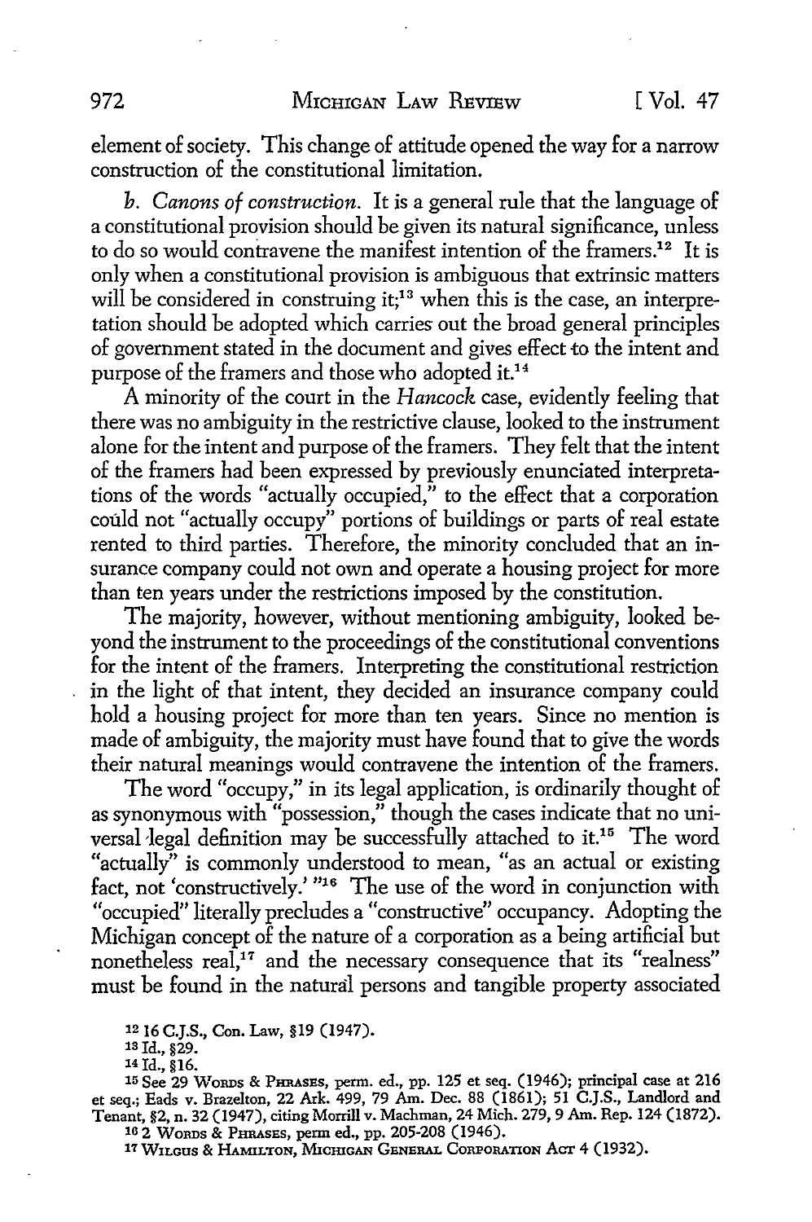element of society. This change of attitude opened the way for a narrow construction of the constitutional limitation.

*b. Canons of construction.* It is a general rule that the language of a constitutional provision should be given its natural significance, unless to do so would contravene the manifest intention of the framers.[12] It is only when a constitutional provision is ambiguous that extrinsic matters will be considered in construing it;[13] when this is the case, an interpretation should be adopted which carries out the broad general principles of government stated in the document and gives effect to the intent and purpose of the framers and those who adopted it.[14]

A minority of the court in the *Hancock* case, evidently feeling that there was no ambiguity in the restrictive clause, looked to the instrument alone for the intent and purpose of the framers. They felt that the intent of the framers had been expressed by previously enunciated interpretations of the words "actually occupied," to the effect that a corporation could not "actually occupy" portions of buildings or parts of real estate rented to third parties. Therefore, the minority concluded that an insurance company could not own and operate a housing project for more than ten years under the restrictions imposed by the constitution.

The majority, however, without mentioning ambiguity, looked beyond the instrument to the proceedings of the constitutional conventions for the intent of the framers. Interpreting the constitutional restriction in the light of that intent, they decided an insurance company could hold a housing project for more than ten years. Since no mention is made of ambiguity, the majority must have found that to give the words their natural meanings would contravene the intention of the framers.

The word "occupy," in its legal application, is ordinarily thought of as synonymous with "possession," though the cases indicate that no universal legal definition may be successfully attached to it.[15] The word "actually" is commonly understood to mean, "as an actual or existing fact, not 'constructively.' "[16] The use of the word in conjunction with "occupied" literally precludes a "constructive" occupancy. Adopting the Michigan concept of the nature of a corporation as a being artificial but nonetheless real,[17] and the necessary consequence that its "realness" must be found in the natural persons and tangible property associated

---

[12] 16 C.J.S., Con. Law, §19 (1947).

[13] Id., §29.

[14] Id., §16.

[15] See 29 WORDS & PHRASES, perm. ed., pp. 125 et seq. (1946); principal case at 216 et seq.; Eads v. Brazelton, 22 Ark. 499, 79 Am. Dec. 88 (1861); 51 C.J.S., Landlord and Tenant, §2, n. 32 (1947), citing Morrill v. Machman, 24 Mich. 279, 9 Am. Rep. 124 (1872).

[16] 2 WORDS & PHRASES, perm ed., pp. 205-208 (1946).

[17] WILGUS & HAMILTON, MICHIGAN GENERAL CORPORATION ACT 4 (1932).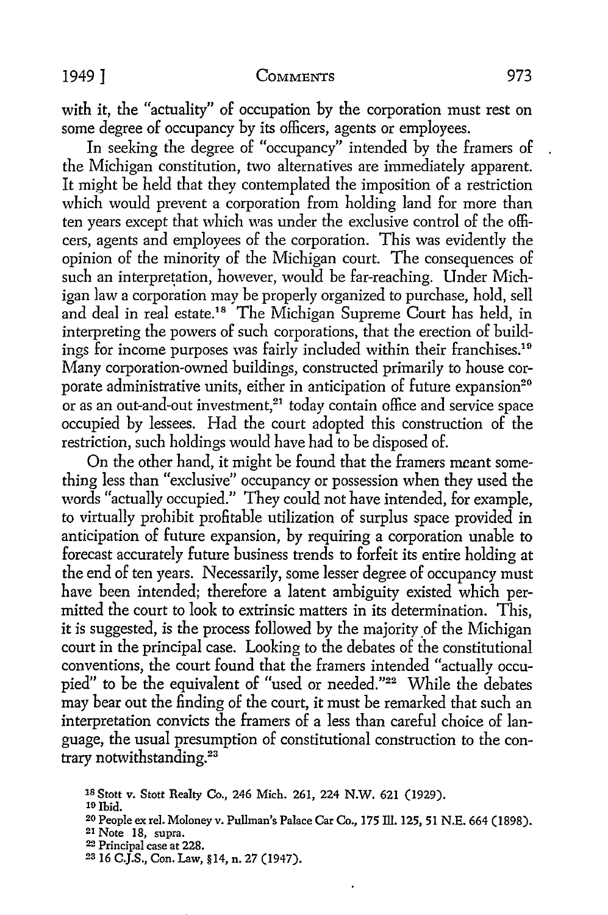with it, the "actuality" of occupation by the corporation must rest on some degree of occupancy by its officers, agents or employees.

In seeking the degree of "occupancy" intended by the framers of the Michigan constitution, two alternatives are immediately apparent. It might be held that they contemplated the imposition of a restriction which would prevent a corporation from holding land for more than ten years except that which was under the exclusive control of the officers, agents and employees of the corporation. This was evidently the opinion of the minority of the Michigan court. The consequences of such an interpretation, however, would be far-reaching. Under Michigan law a corporation may be properly organized to purchase, hold, sell and deal in real estate.[18] The Michigan Supreme Court has held, in interpreting the powers of such corporations, that the erection of buildings for income purposes was fairly included within their franchises.[19] Many corporation-owned buildings, constructed primarily to house corporate administrative units, either in anticipation of future expansion[20] or as an out-and-out investment,[21] today contain office and service space occupied by lessees. Had the court adopted this construction of the restriction, such holdings would have had to be disposed of.

On the other hand, it might be found that the framers meant something less than "exclusive" occupancy or possession when they used the words "actually occupied." They could not have intended, for example, to virtually prohibit profitable utilization of surplus space provided in anticipation of future expansion, by requiring a corporation unable to forecast accurately future business trends to forfeit its entire holding at the end of ten years. Necessarily, some lesser degree of occupancy must have been intended; therefore a latent ambiguity existed which permitted the court to look to extrinsic matters in its determination. This, it is suggested, is the process followed by the majority of the Michigan court in the principal case. Looking to the debates of the constitutional conventions, the court found that the framers intended "actually occupied" to be the equivalent of "used or needed."[22] While the debates may bear out the finding of the court, it must be remarked that such an interpretation convicts the framers of a less than careful choice of language, the usual presumption of constitutional construction to the contrary notwithstanding.[23]

---

[18] Stott v. Stott Realty Co., 246 Mich. 261, 224 N.W. 621 (1929).

[19] Ibid.

[20] People ex rel. Moloney v. Pullman's Palace Car Co., 175 Ill. 125, 51 N.E. 664 (1898).

[21] Note 18, supra.

[22] Principal case at 228.

[23] 16 C.J.S., Con. Law, §14, n. 27 (1947).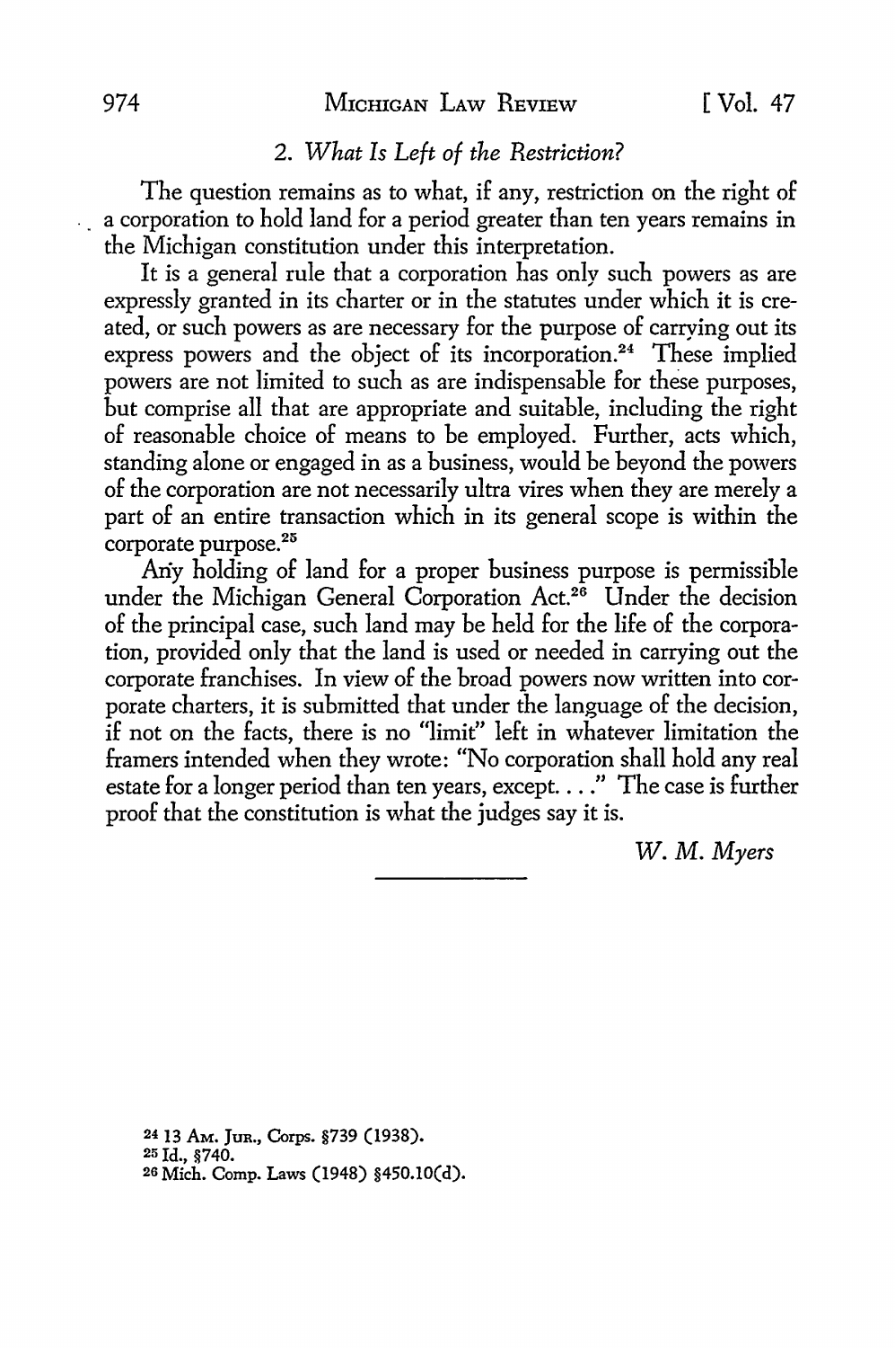## 2. *What Is Left of the Restriction?*

The question remains as to what, if any, restriction on the right of a corporation to hold land for a period greater than ten years remains in the Michigan constitution under this interpretation.

It is a general rule that a corporation has only such powers as are expressly granted in its charter or in the statutes under which it is created, or such powers as are necessary for the purpose of carrying out its express powers and the object of its incorporation.[24] These implied powers are not limited to such as are indispensable for these purposes, but comprise all that are appropriate and suitable, including the right of reasonable choice of means to be employed. Further, acts which, standing alone or engaged in as a business, would be beyond the powers of the corporation are not necessarily ultra vires when they are merely a part of an entire transaction which in its general scope is within the corporate purpose.[25]

Any holding of land for a proper business purpose is permissible under the Michigan General Corporation Act.[26] Under the decision of the principal case, such land may be held for the life of the corporation, provided only that the land is used or needed in carrying out the corporate franchises. In view of the broad powers now written into corporate charters, it is submitted that under the language of the decision, if not on the facts, there is no "limit" left in whatever limitation the framers intended when they wrote: "No corporation shall hold any real estate for a longer period than ten years, except. . . ." The case is further proof that the constitution is what the judges say it is.

*W. M. Myers*

---

[24] 13 Am. Jur., Corps. §739 (1938).

[25] Id., §740.

[26] Mich. Comp. Laws (1948) §450.10(d).